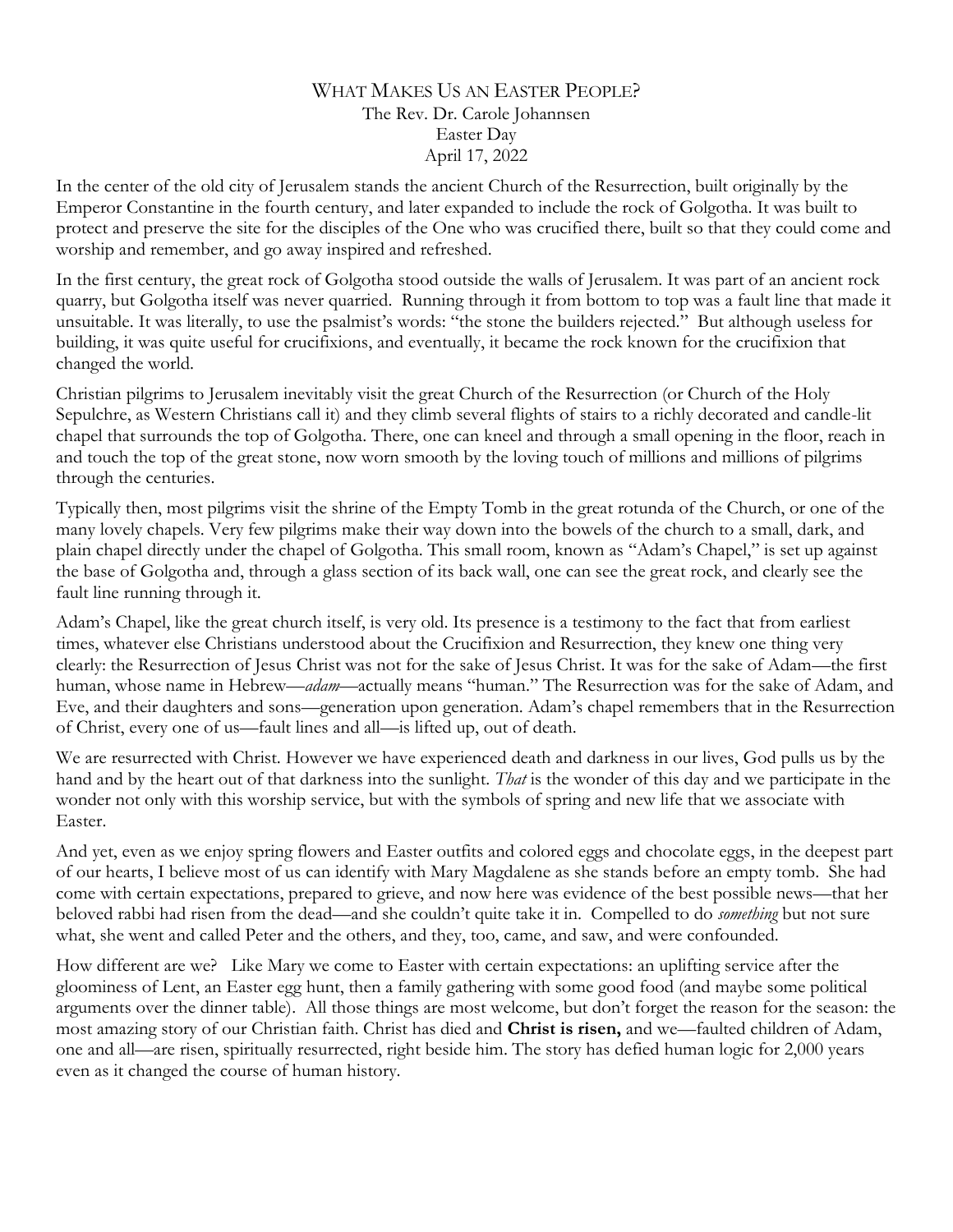# What Makes Us an Easter People?

The Rev. Dr. Carole Johannsen
Easter Day
April 17, 2022

In the center of the old city of Jerusalem stands the ancient Church of the Resurrection, built originally by the Emperor Constantine in the fourth century, and later expanded to include the rock of Golgotha. It was built to protect and preserve the site for the disciples of the One who was crucified there, built so that they could come and worship and remember, and go away inspired and refreshed.

In the first century, the great rock of Golgotha stood outside the walls of Jerusalem. It was part of an ancient rock quarry, but Golgotha itself was never quarried. Running through it from bottom to top was a fault line that made it unsuitable. It was literally, to use the psalmist's words: "the stone the builders rejected." But although useless for building, it was quite useful for crucifixions, and eventually, it became the rock known for the crucifixion that changed the world.

Christian pilgrims to Jerusalem inevitably visit the great Church of the Resurrection (or Church of the Holy Sepulchre, as Western Christians call it) and they climb several flights of stairs to a richly decorated and candle-lit chapel that surrounds the top of Golgotha. There, one can kneel and through a small opening in the floor, reach in and touch the top of the great stone, now worn smooth by the loving touch of millions and millions of pilgrims through the centuries.

Typically then, most pilgrims visit the shrine of the Empty Tomb in the great rotunda of the Church, or one of the many lovely chapels. Very few pilgrims make their way down into the bowels of the church to a small, dark, and plain chapel directly under the chapel of Golgotha. This small room, known as "Adam's Chapel," is set up against the base of Golgotha and, through a glass section of its back wall, one can see the great rock, and clearly see the fault line running through it.

Adam's Chapel, like the great church itself, is very old. Its presence is a testimony to the fact that from earliest times, whatever else Christians understood about the Crucifixion and Resurrection, they knew one thing very clearly: the Resurrection of Jesus Christ was not for the sake of Jesus Christ. It was for the sake of Adam—the first human, whose name in Hebrew—*adam*—actually means "human." The Resurrection was for the sake of Adam, and Eve, and their daughters and sons—generation upon generation. Adam's chapel remembers that in the Resurrection of Christ, every one of us—fault lines and all—is lifted up, out of death.

We are resurrected with Christ. However we have experienced death and darkness in our lives, God pulls us by the hand and by the heart out of that darkness into the sunlight. *That* is the wonder of this day and we participate in the wonder not only with this worship service, but with the symbols of spring and new life that we associate with Easter.

And yet, even as we enjoy spring flowers and Easter outfits and colored eggs and chocolate eggs, in the deepest part of our hearts, I believe most of us can identify with Mary Magdalene as she stands before an empty tomb. She had come with certain expectations, prepared to grieve, and now here was evidence of the best possible news—that her beloved rabbi had risen from the dead—and she couldn't quite take it in. Compelled to do *something* but not sure what, she went and called Peter and the others, and they, too, came, and saw, and were confounded.

How different are we? Like Mary we come to Easter with certain expectations: an uplifting service after the gloominess of Lent, an Easter egg hunt, then a family gathering with some good food (and maybe some political arguments over the dinner table). All those things are most welcome, but don't forget the reason for the season: the most amazing story of our Christian faith. Christ has died and **Christ is risen,** and we—faulted children of Adam, one and all—are risen, spiritually resurrected, right beside him. The story has defied human logic for 2,000 years even as it changed the course of human history.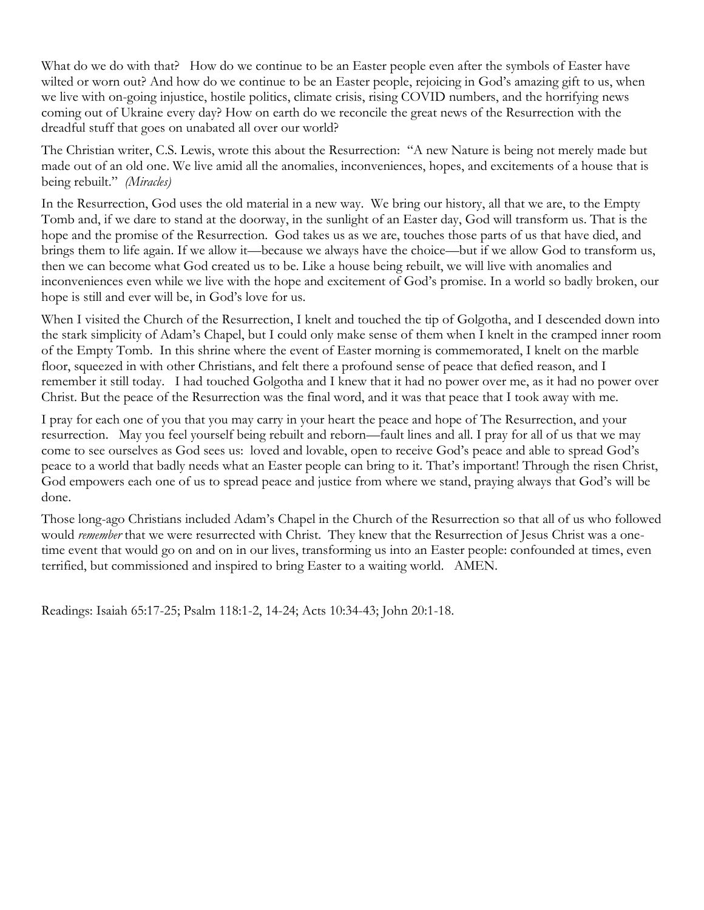What do we do with that? How do we continue to be an Easter people even after the symbols of Easter have wilted or worn out? And how do we continue to be an Easter people, rejoicing in God's amazing gift to us, when we live with on-going injustice, hostile politics, climate crisis, rising COVID numbers, and the horrifying news coming out of Ukraine every day? How on earth do we reconcile the great news of the Resurrection with the dreadful stuff that goes on unabated all over our world?

The Christian writer, C.S. Lewis, wrote this about the Resurrection: "A new Nature is being not merely made but made out of an old one. We live amid all the anomalies, inconveniences, hopes, and excitements of a house that is being rebuilt." *(Miracles)*

In the Resurrection, God uses the old material in a new way. We bring our history, all that we are, to the Empty Tomb and, if we dare to stand at the doorway, in the sunlight of an Easter day, God will transform us. That is the hope and the promise of the Resurrection. God takes us as we are, touches those parts of us that have died, and brings them to life again. If we allow it—because we always have the choice—but if we allow God to transform us, then we can become what God created us to be. Like a house being rebuilt, we will live with anomalies and inconveniences even while we live with the hope and excitement of God's promise. In a world so badly broken, our hope is still and ever will be, in God's love for us.

When I visited the Church of the Resurrection, I knelt and touched the tip of Golgotha, and I descended down into the stark simplicity of Adam's Chapel, but I could only make sense of them when I knelt in the cramped inner room of the Empty Tomb. In this shrine where the event of Easter morning is commemorated, I knelt on the marble floor, squeezed in with other Christians, and felt there a profound sense of peace that defied reason, and I remember it still today. I had touched Golgotha and I knew that it had no power over me, as it had no power over Christ. But the peace of the Resurrection was the final word, and it was that peace that I took away with me.

I pray for each one of you that you may carry in your heart the peace and hope of The Resurrection, and your resurrection. May you feel yourself being rebuilt and reborn—fault lines and all. I pray for all of us that we may come to see ourselves as God sees us: loved and lovable, open to receive God's peace and able to spread God's peace to a world that badly needs what an Easter people can bring to it. That's important! Through the risen Christ, God empowers each one of us to spread peace and justice from where we stand, praying always that God's will be done.

Those long-ago Christians included Adam's Chapel in the Church of the Resurrection so that all of us who followed would *remember* that we were resurrected with Christ. They knew that the Resurrection of Jesus Christ was a one-time event that would go on and on in our lives, transforming us into an Easter people: confounded at times, even terrified, but commissioned and inspired to bring Easter to a waiting world. AMEN.

Readings: Isaiah 65:17-25; Psalm 118:1-2, 14-24; Acts 10:34-43; John 20:1-18.